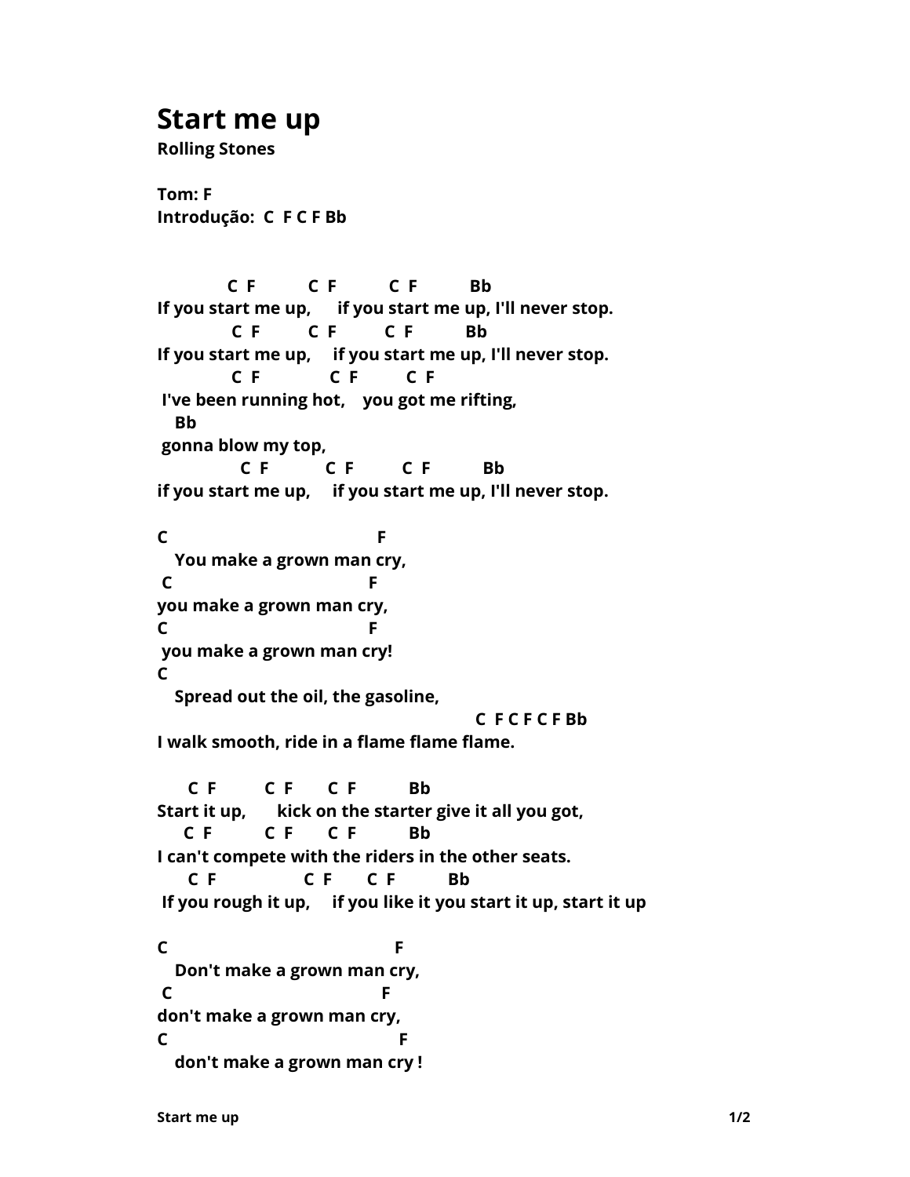# Start me up

**Rolling Stones**

**Tom: F**
**Introdução: C F C F Bb**

```
             C  F           C  F           C  F           Bb
If you start me up,      if you start me up, I'll never stop.
              C  F          C  F          C  F           Bb
If you start me up,     if you start me up, I'll never stop.
              C  F              C  F          C  F
 I've been running hot,    you got me rifting,
   Bb
 gonna blow my top,
                C  F            C  F          C  F           Bb
if you start me up,     if you start me up, I'll never stop.

C                                        F
   You make a grown man cry,
 C                                     F
you make a grown man cry,
C                                      F
 you make a grown man cry!
C
   Spread out the oil, the gasoline,
                                                           C  F C F C F Bb
I walk smooth, ride in a flame flame flame.

      C  F          C  F       C  F           Bb
Start it up,       kick on the starter give it all you got,
     C  F           C  F       C  F           Bb
I can't compete with the riders in the other seats.
      C  F                 C  F       C  F           Bb
 If you rough it up,     if you like it you start it up, start it up

C                                            F
   Don't make a grown man cry,
 C                                        F
don't make a grown man cry,
C                                            F
   don't make a grown man cry !
```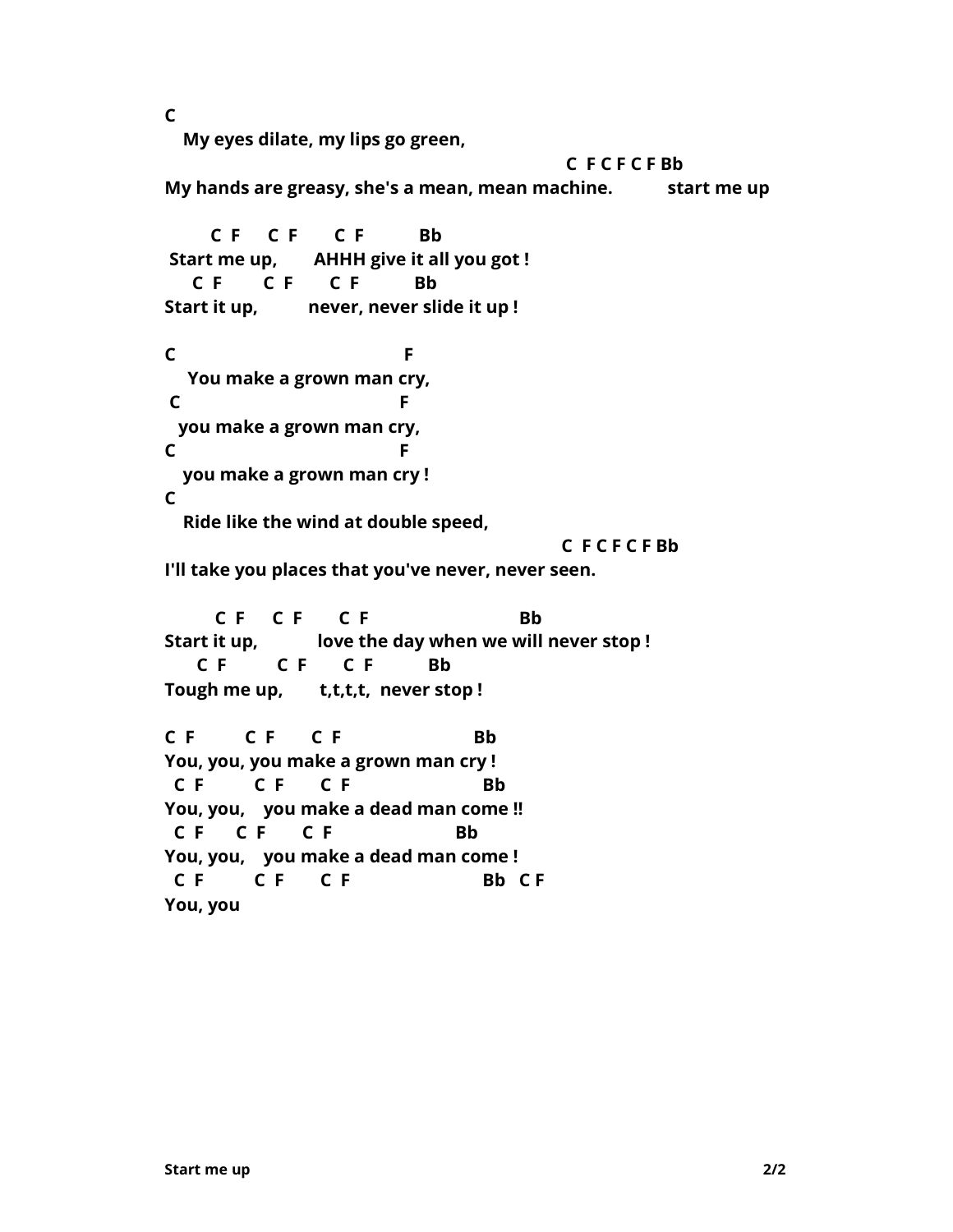```
C
   My eyes dilate, my lips go green,
                                                              C  F C F C F Bb
My hands are greasy, she's a mean, mean machine.          start me up

        C  F     C  F       C  F          Bb
 Start me up,       AHHH give it all you got !
     C  F        C  F       C  F          Bb
Start it up,          never, never slide it up !

C                                    F
    You make a grown man cry,
 C                                  F
  you make a grown man cry,
C                                   F
   you make a grown man cry !
C
   Ride like the wind at double speed,
                                                             C  F C F C F Bb
I'll take you places that you've never, never seen.

         C  F     C  F       C  F                         Bb
Start it up,           love the day when we will never stop !
      C  F         C  F       C  F          Bb
Tough me up,       t,t,t,t,  never stop !

C  F         C  F       C  F                       Bb
You, you, you make a grown man cry !
  C  F         C  F       C  F                       Bb
You, you,    you make a dead man come !!
  C  F      C  F       C  F                      Bb
You, you,    you make a dead man come !
  C  F         C  F       C  F                       Bb   C F
You, you
```